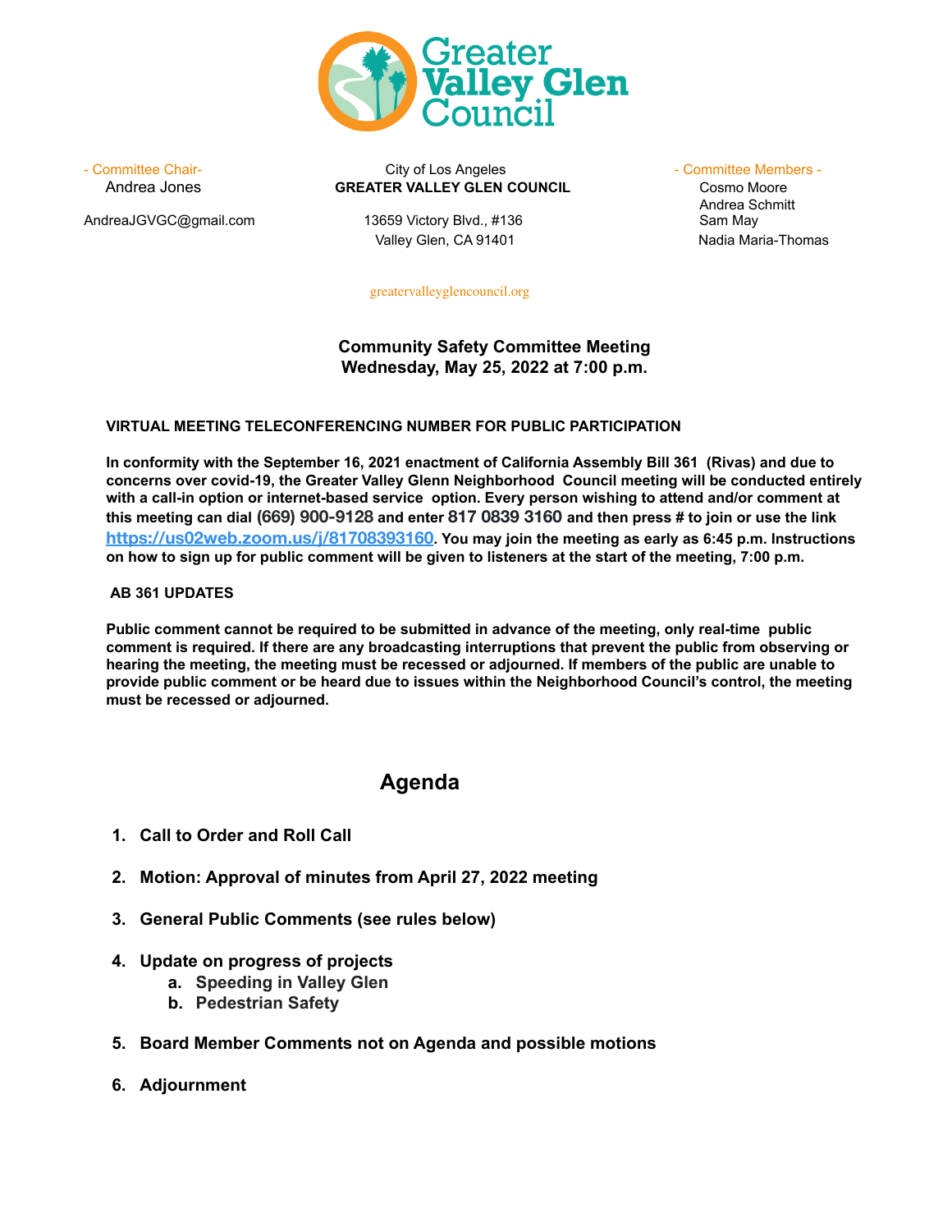# Greater Valley Glen Council

- Committee Chair-
Andrea Jones

AndreaJGVGC@gmail.com

City of Los Angeles
**GREATER VALLEY GLEN COUNCIL**

13659 Victory Blvd., #136
Valley Glen, CA 91401

- Committee Members -
Cosmo Moore
Andrea Schmitt
Sam May
Nadia Maria-Thomas

greatervalleyglencouncil.org

**Community Safety Committee Meeting**
**Wednesday, May 25, 2022 at 7:00 p.m.**

**VIRTUAL MEETING TELECONFERENCING NUMBER FOR PUBLIC PARTICIPATION**

**In conformity with the September 16, 2021 enactment of California Assembly Bill 361 (Rivas) and due to concerns over covid-19, the Greater Valley Glenn Neighborhood Council meeting will be conducted entirely with a call-in option or internet-based service option. Every person wishing to attend and/or comment at this meeting can dial (669) 900-9128 and enter 817 0839 3160 and then press # to join or use the link [https://us02web.zoom.us/j/81708393160](https://us02web.zoom.us/j/81708393160). You may join the meeting as early as 6:45 p.m. Instructions on how to sign up for public comment will be given to listeners at the start of the meeting, 7:00 p.m.**

**AB 361 UPDATES**

**Public comment cannot be required to be submitted in advance of the meeting, only real-time public comment is required. If there are any broadcasting interruptions that prevent the public from observing or hearing the meeting, the meeting must be recessed or adjourned. If members of the public are unable to provide public comment or be heard due to issues within the Neighborhood Council's control, the meeting must be recessed or adjourned.**

## Agenda

1. **Call to Order and Roll Call**
2. **Motion: Approval of minutes from April 27, 2022 meeting**
3. **General Public Comments (see rules below)**
4. **Update on progress of projects**
   a. **Speeding in Valley Glen**
   b. **Pedestrian Safety**
5. **Board Member Comments not on Agenda and possible motions**
6. **Adjournment**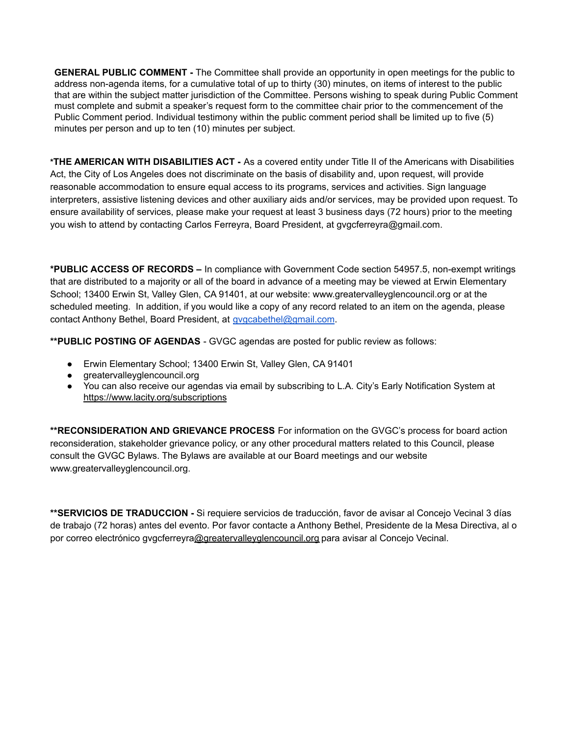**GENERAL PUBLIC COMMENT -** The Committee shall provide an opportunity in open meetings for the public to address non-agenda items, for a cumulative total of up to thirty (30) minutes, on items of interest to the public that are within the subject matter jurisdiction of the Committee. Persons wishing to speak during Public Comment must complete and submit a speaker's request form to the committee chair prior to the commencement of the Public Comment period. Individual testimony within the public comment period shall be limited up to five (5) minutes per person and up to ten (10) minutes per subject.

***THE AMERICAN WITH DISABILITIES ACT -** As a covered entity under Title II of the Americans with Disabilities Act, the City of Los Angeles does not discriminate on the basis of disability and, upon request, will provide reasonable accommodation to ensure equal access to its programs, services and activities. Sign language interpreters, assistive listening devices and other auxiliary aids and/or services, may be provided upon request. To ensure availability of services, please make your request at least 3 business days (72 hours) prior to the meeting you wish to attend by contacting Carlos Ferreyra, Board President, at gvgcferreyra@gmail.com.

***PUBLIC ACCESS OF RECORDS –** In compliance with Government Code section 54957.5, non-exempt writings that are distributed to a majority or all of the board in advance of a meeting may be viewed at Erwin Elementary School; 13400 Erwin St, Valley Glen, CA 91401, at our website: www.greatervalleyglencouncil.org or at the scheduled meeting. In addition, if you would like a copy of any record related to an item on the agenda, please contact Anthony Bethel, Board President, at gvgcabethel@gmail.com.

****PUBLIC POSTING OF AGENDAS** - GVGC agendas are posted for public review as follows:

- Erwin Elementary School; 13400 Erwin St, Valley Glen, CA 91401
- greatervalleyglencouncil.org
- You can also receive our agendas via email by subscribing to L.A. City's Early Notification System at https://www.lacity.org/subscriptions

****RECONSIDERATION AND GRIEVANCE PROCESS** For information on the GVGC's process for board action reconsideration, stakeholder grievance policy, or any other procedural matters related to this Council, please consult the GVGC Bylaws. The Bylaws are available at our Board meetings and our website www.greatervalleyglencouncil.org.

****SERVICIOS DE TRADUCCION -** Si requiere servicios de traducción, favor de avisar al Concejo Vecinal 3 días de trabajo (72 horas) antes del evento. Por favor contacte a Anthony Bethel, Presidente de la Mesa Directiva, al o por correo electrónico gvgcferreyra@greatervalleyglencouncil.org para avisar al Concejo Vecinal.